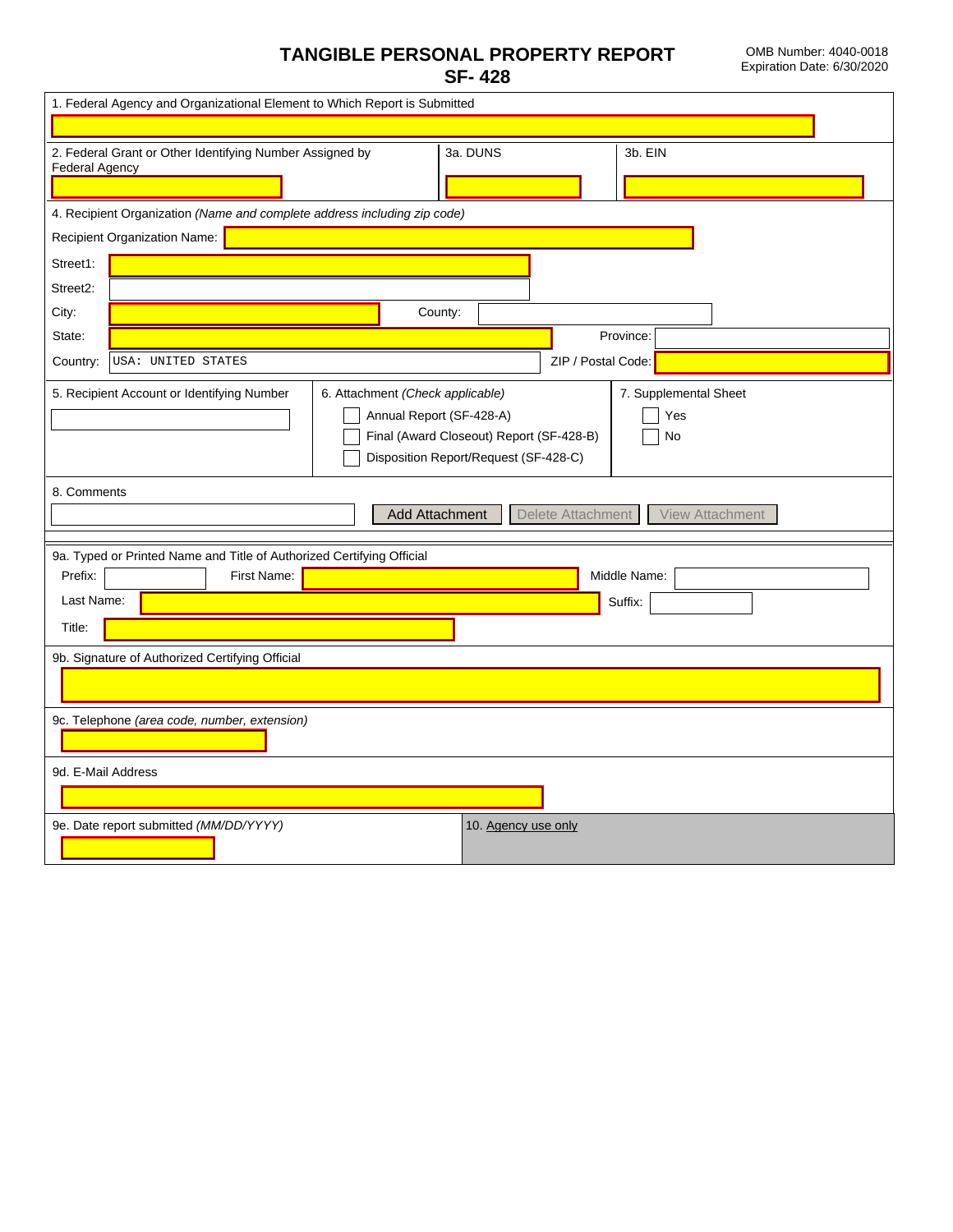# TANGIBLE PERSONAL PROPERTY REPORT
## SF- 428

OMB Number: 4040-0018
Expiration Date: 6/30/2020

1. Federal Agency and Organizational Element to Which Report is Submitted

2. Federal Grant or Other Identifying Number Assigned by Federal Agency

3a. DUNS

3b. EIN

4. Recipient Organization *(Name and complete address including zip code)*

Recipient Organization Name:

Street1:

Street2:

City:

County:

State:

Province:

Country: USA: UNITED STATES

ZIP / Postal Code:

5. Recipient Account or Identifying Number

6. Attachment *(Check applicable)*

- Annual Report (SF-428-A)
- Final (Award Closeout) Report (SF-428-B)
- Disposition Report/Request (SF-428-C)

7. Supplemental Sheet

- Yes
- No

8. Comments

Add Attachment | Delete Attachment | View Attachment

9a. Typed or Printed Name and Title of Authorized Certifying Official

Prefix:

First Name:

Middle Name:

Last Name:

Suffix:

Title:

9b. Signature of Authorized Certifying Official

9c. Telephone *(area code, number, extension)*

9d. E-Mail Address

9e. Date report submitted *(MM/DD/YYYY)*

10. Agency use only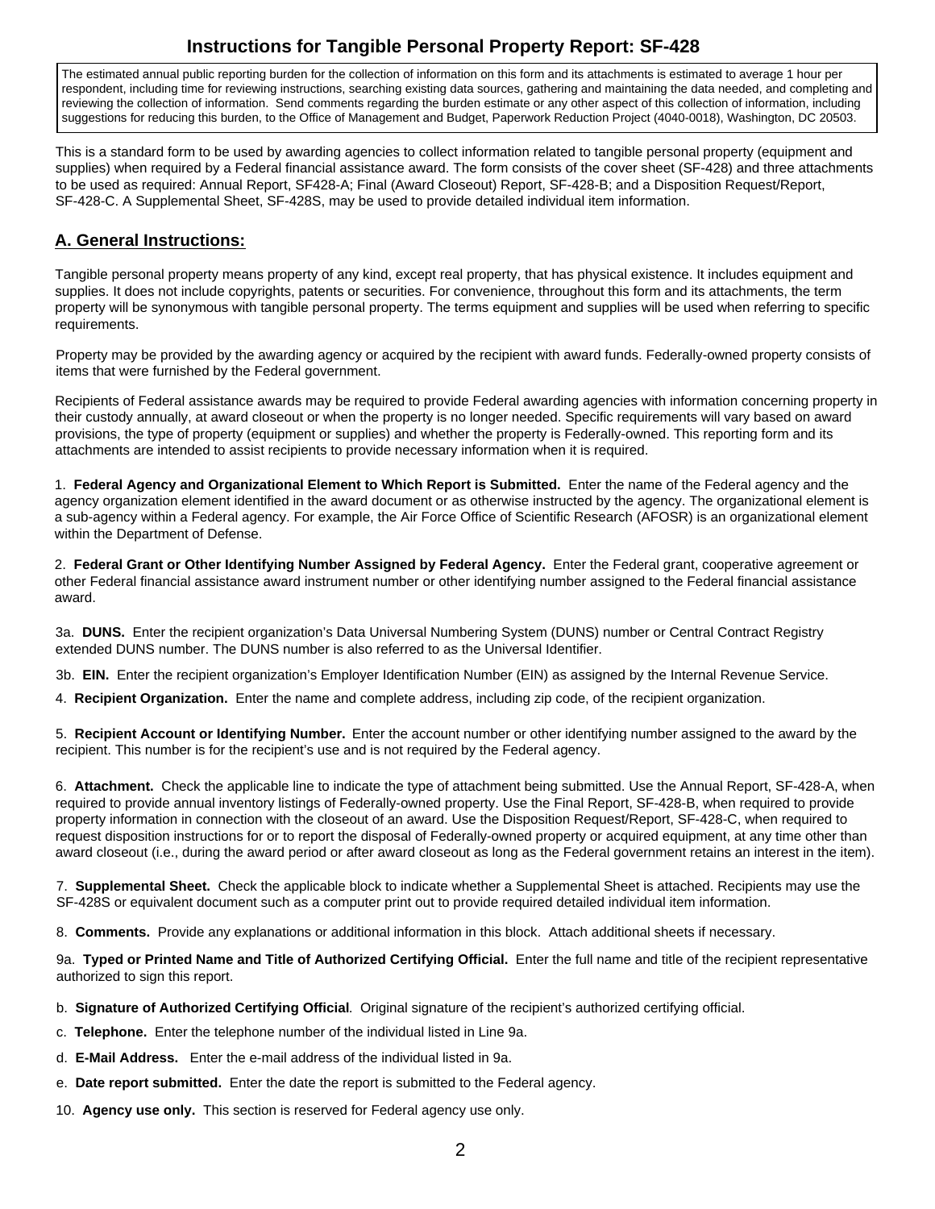# Instructions for Tangible Personal Property Report: SF-428

The estimated annual public reporting burden for the collection of information on this form and its attachments is estimated to average 1 hour per respondent, including time for reviewing instructions, searching existing data sources, gathering and maintaining the data needed, and completing and reviewing the collection of information. Send comments regarding the burden estimate or any other aspect of this collection of information, including suggestions for reducing this burden, to the Office of Management and Budget, Paperwork Reduction Project (4040-0018), Washington, DC 20503.

This is a standard form to be used by awarding agencies to collect information related to tangible personal property (equipment and supplies) when required by a Federal financial assistance award. The form consists of the cover sheet (SF-428) and three attachments to be used as required: Annual Report, SF428-A; Final (Award Closeout) Report, SF-428-B; and a Disposition Request/Report, SF-428-C. A Supplemental Sheet, SF-428S, may be used to provide detailed individual item information.

## A. General Instructions:

Tangible personal property means property of any kind, except real property, that has physical existence. It includes equipment and supplies. It does not include copyrights, patents or securities. For convenience, throughout this form and its attachments, the term property will be synonymous with tangible personal property. The terms equipment and supplies will be used when referring to specific requirements.

Property may be provided by the awarding agency or acquired by the recipient with award funds. Federally-owned property consists of items that were furnished by the Federal government.

Recipients of Federal assistance awards may be required to provide Federal awarding agencies with information concerning property in their custody annually, at award closeout or when the property is no longer needed. Specific requirements will vary based on award provisions, the type of property (equipment or supplies) and whether the property is Federally-owned. This reporting form and its attachments are intended to assist recipients to provide necessary information when it is required.

1. **Federal Agency and Organizational Element to Which Report is Submitted.** Enter the name of the Federal agency and the agency organization element identified in the award document or as otherwise instructed by the agency. The organizational element is a sub-agency within a Federal agency. For example, the Air Force Office of Scientific Research (AFOSR) is an organizational element within the Department of Defense.

2. **Federal Grant or Other Identifying Number Assigned by Federal Agency.** Enter the Federal grant, cooperative agreement or other Federal financial assistance award instrument number or other identifying number assigned to the Federal financial assistance award.

3a. **DUNS.** Enter the recipient organization's Data Universal Numbering System (DUNS) number or Central Contract Registry extended DUNS number. The DUNS number is also referred to as the Universal Identifier.

3b. **EIN.** Enter the recipient organization's Employer Identification Number (EIN) as assigned by the Internal Revenue Service.

4. **Recipient Organization.** Enter the name and complete address, including zip code, of the recipient organization.

5. **Recipient Account or Identifying Number.** Enter the account number or other identifying number assigned to the award by the recipient. This number is for the recipient's use and is not required by the Federal agency.

6. **Attachment.** Check the applicable line to indicate the type of attachment being submitted. Use the Annual Report, SF-428-A, when required to provide annual inventory listings of Federally-owned property. Use the Final Report, SF-428-B, when required to provide property information in connection with the closeout of an award. Use the Disposition Request/Report, SF-428-C, when required to request disposition instructions for or to report the disposal of Federally-owned property or acquired equipment, at any time other than award closeout (i.e., during the award period or after award closeout as long as the Federal government retains an interest in the item).

7. **Supplemental Sheet.** Check the applicable block to indicate whether a Supplemental Sheet is attached. Recipients may use the SF-428S or equivalent document such as a computer print out to provide required detailed individual item information.

8. **Comments.** Provide any explanations or additional information in this block. Attach additional sheets if necessary.

9a. **Typed or Printed Name and Title of Authorized Certifying Official.** Enter the full name and title of the recipient representative authorized to sign this report.

b. **Signature of Authorized Certifying Official**. Original signature of the recipient's authorized certifying official.

c. **Telephone.** Enter the telephone number of the individual listed in Line 9a.

d. **E-Mail Address.** Enter the e-mail address of the individual listed in 9a.

e. **Date report submitted.** Enter the date the report is submitted to the Federal agency.

10. **Agency use only.** This section is reserved for Federal agency use only.